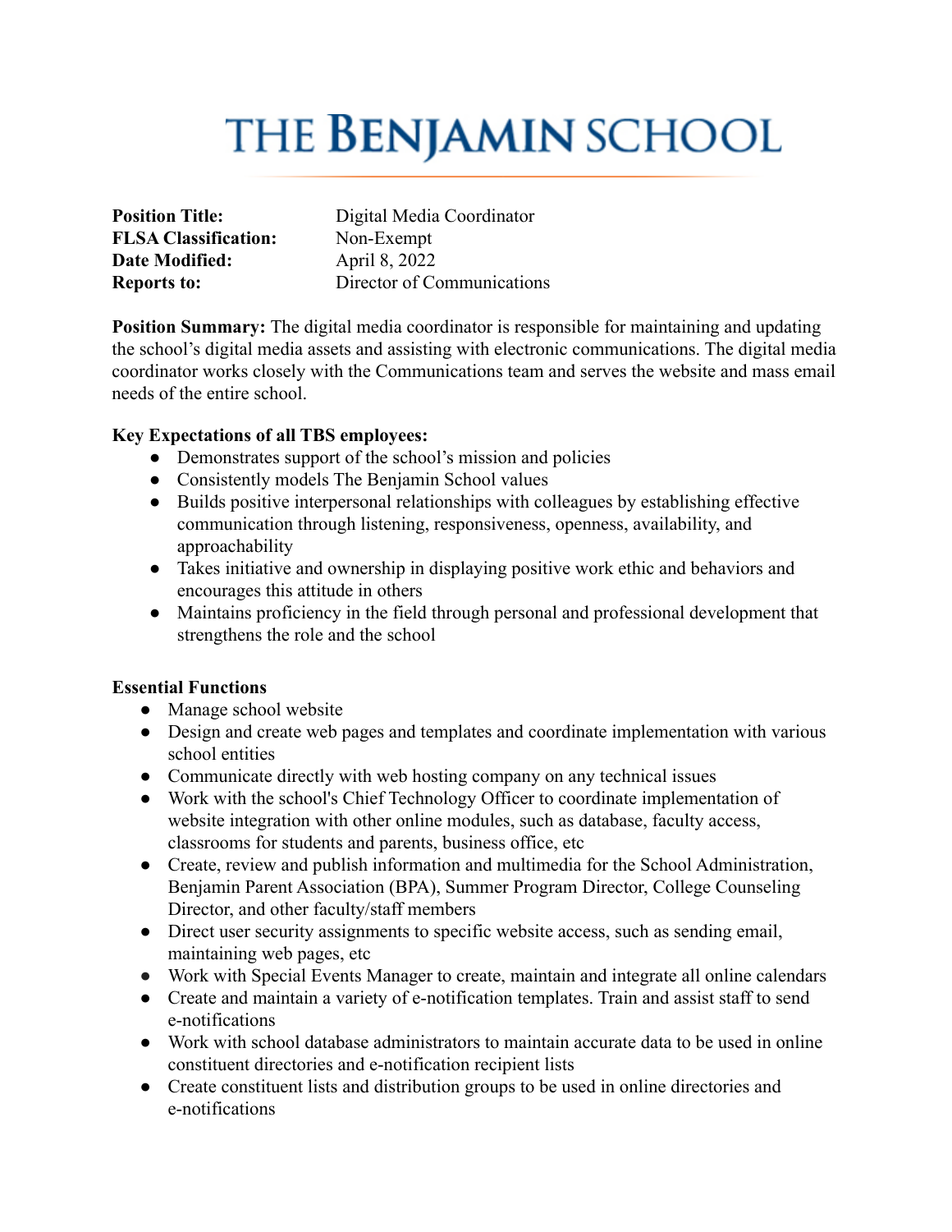# THE BENJAMIN SCHOOL

| | |
|---|---|
| **Position Title:** | Digital Media Coordinator |
| **FLSA Classification:** | Non-Exempt |
| **Date Modified:** | April 8, 2022 |
| **Reports to:** | Director of Communications |

**Position Summary:** The digital media coordinator is responsible for maintaining and updating the school's digital media assets and assisting with electronic communications. The digital media coordinator works closely with the Communications team and serves the website and mass email needs of the entire school.

**Key Expectations of all TBS employees:**

- Demonstrates support of the school's mission and policies
- Consistently models The Benjamin School values
- Builds positive interpersonal relationships with colleagues by establishing effective communication through listening, responsiveness, openness, availability, and approachability
- Takes initiative and ownership in displaying positive work ethic and behaviors and encourages this attitude in others
- Maintains proficiency in the field through personal and professional development that strengthens the role and the school

**Essential Functions**

- Manage school website
- Design and create web pages and templates and coordinate implementation with various school entities
- Communicate directly with web hosting company on any technical issues
- Work with the school's Chief Technology Officer to coordinate implementation of website integration with other online modules, such as database, faculty access, classrooms for students and parents, business office, etc
- Create, review and publish information and multimedia for the School Administration, Benjamin Parent Association (BPA), Summer Program Director, College Counseling Director, and other faculty/staff members
- Direct user security assignments to specific website access, such as sending email, maintaining web pages, etc
- Work with Special Events Manager to create, maintain and integrate all online calendars
- Create and maintain a variety of e-notification templates. Train and assist staff to send e-notifications
- Work with school database administrators to maintain accurate data to be used in online constituent directories and e-notification recipient lists
- Create constituent lists and distribution groups to be used in online directories and e-notifications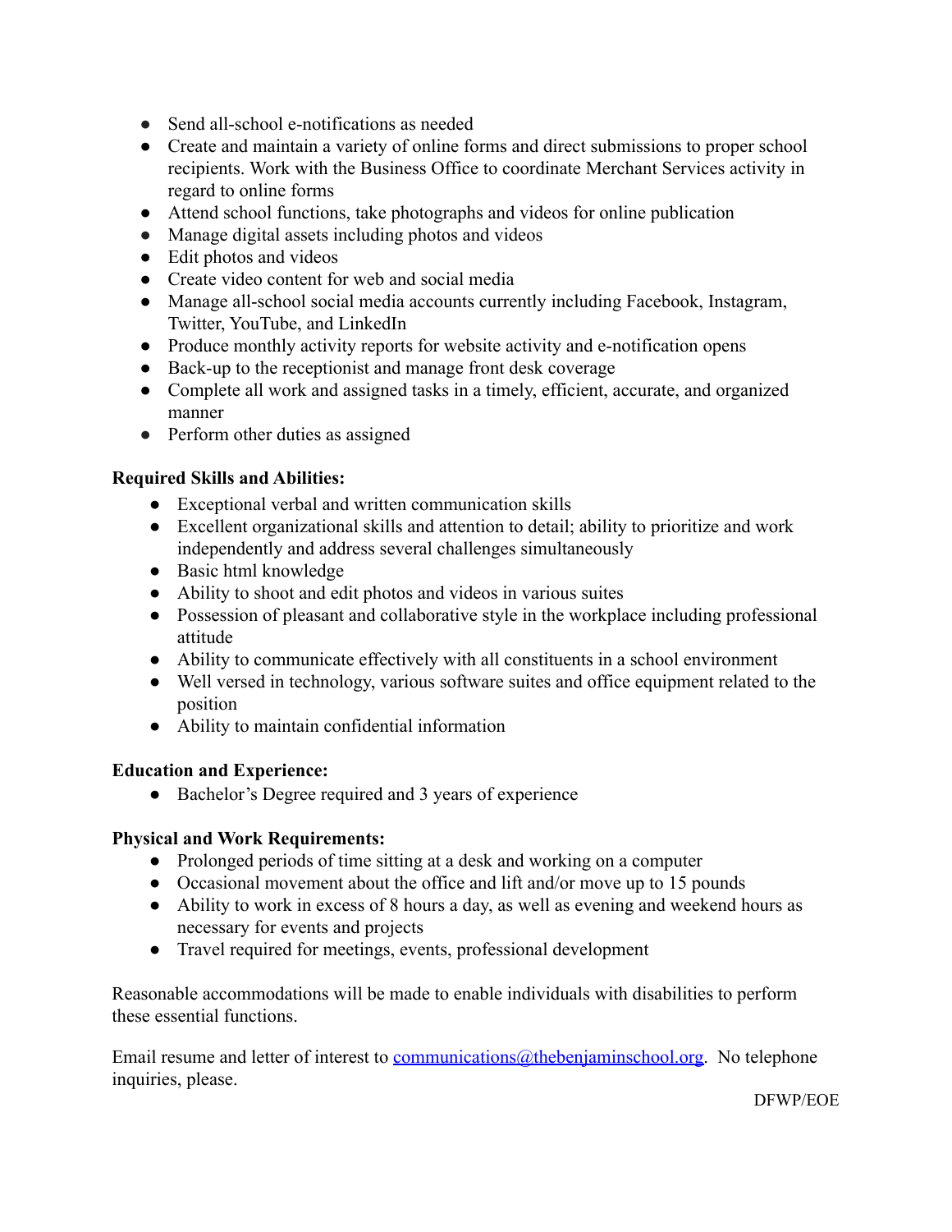- Send all-school e-notifications as needed
- Create and maintain a variety of online forms and direct submissions to proper school recipients. Work with the Business Office to coordinate Merchant Services activity in regard to online forms
- Attend school functions, take photographs and videos for online publication
- Manage digital assets including photos and videos
- Edit photos and videos
- Create video content for web and social media
- Manage all-school social media accounts currently including Facebook, Instagram, Twitter, YouTube, and LinkedIn
- Produce monthly activity reports for website activity and e-notification opens
- Back-up to the receptionist and manage front desk coverage
- Complete all work and assigned tasks in a timely, efficient, accurate, and organized manner
- Perform other duties as assigned

**Required Skills and Abilities:**

- Exceptional verbal and written communication skills
- Excellent organizational skills and attention to detail; ability to prioritize and work independently and address several challenges simultaneously
- Basic html knowledge
- Ability to shoot and edit photos and videos in various suites
- Possession of pleasant and collaborative style in the workplace including professional attitude
- Ability to communicate effectively with all constituents in a school environment
- Well versed in technology, various software suites and office equipment related to the position
- Ability to maintain confidential information

**Education and Experience:**

- Bachelor's Degree required and 3 years of experience

**Physical and Work Requirements:**

- Prolonged periods of time sitting at a desk and working on a computer
- Occasional movement about the office and lift and/or move up to 15 pounds
- Ability to work in excess of 8 hours a day, as well as evening and weekend hours as necessary for events and projects
- Travel required for meetings, events, professional development

Reasonable accommodations will be made to enable individuals with disabilities to perform these essential functions.

Email resume and letter of interest to [communications@thebenjaminschool.org](mailto:communications@thebenjaminschool.org). No telephone inquiries, please.

DFWP/EOE